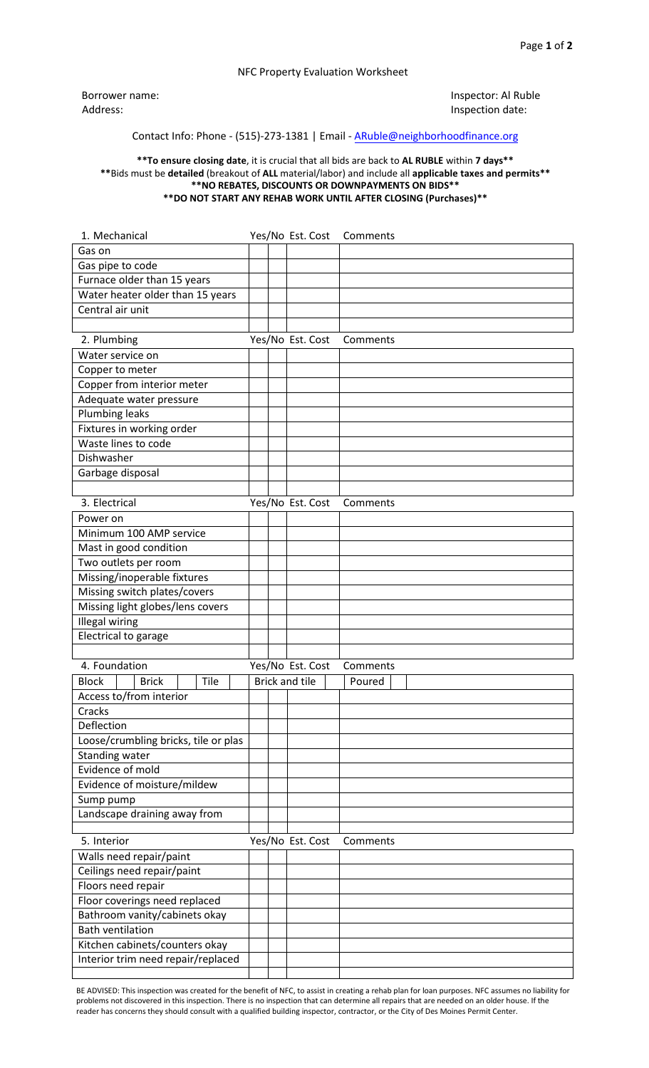NFC Property Evaluation Worksheet

Borrower name:
Address:

Inspector: Al Ruble
Inspection date:

Contact Info: Phone - (515)-273-1381 | Email - ARuble@neighborhoodfinance.org

**\*\*To ensure closing date**, it is crucial that all bids are back to **AL RUBLE** within **7 days\*\***
**\*\***Bids must be **detailed** (breakout of **ALL** material/labor) and include all **applicable taxes and permits\*\***
**\*\*NO REBATES, DISCOUNTS OR DOWNPAYMENTS ON BIDS\*\***
**\*\*DO NOT START ANY REHAB WORK UNTIL AFTER CLOSING (Purchases)\*\***

| 1. Mechanical | Yes/No | | Est. Cost | Comments |
|---|---|---|---|---|
| Gas on | | | | |
| Gas pipe to code | | | | |
| Furnace older than 15 years | | | | |
| Water heater older than 15 years | | | | |
| Central air unit | | | | |

| 2. Plumbing | Yes/No | | Est. Cost | Comments |
|---|---|---|---|---|
| Water service on | | | | |
| Copper to meter | | | | |
| Copper from interior meter | | | | |
| Adequate water pressure | | | | |
| Plumbing leaks | | | | |
| Fixtures in working order | | | | |
| Waste lines to code | | | | |
| Dishwasher | | | | |
| Garbage disposal | | | | |

| 3. Electrical | Yes/No | | Est. Cost | Comments |
|---|---|---|---|---|
| Power on | | | | |
| Minimum 100 AMP service | | | | |
| Mast in good condition | | | | |
| Two outlets per room | | | | |
| Missing/inoperable fixtures | | | | |
| Missing switch plates/covers | | | | |
| Missing light globes/lens covers | | | | |
| Illegal wiring | | | | |
| Electrical to garage | | | | |

| 4. Foundation | Yes/No | | Est. Cost | Comments |
|---|---|---|---|---|
| Block [ ] Brick [ ] Tile [ ] | Brick and tile [ ] | | | Poured [ ] |
| Access to/from interior | | | | |
| Cracks | | | | |
| Deflection | | | | |
| Loose/crumbling bricks, tile or plas | | | | |
| Standing water | | | | |
| Evidence of mold | | | | |
| Evidence of moisture/mildew | | | | |
| Sump pump | | | | |
| Landscape draining away from | | | | |

| 5. Interior | Yes/No | | Est. Cost | Comments |
|---|---|---|---|---|
| Walls need repair/paint | | | | |
| Ceilings need repair/paint | | | | |
| Floors need repair | | | | |
| Floor coverings need replaced | | | | |
| Bathroom vanity/cabinets okay | | | | |
| Bath ventilation | | | | |
| Kitchen cabinets/counters okay | | | | |
| Interior trim need repair/replaced | | | | |

BE ADVISED: This inspection was created for the benefit of NFC, to assist in creating a rehab plan for loan purposes. NFC assumes no liability for problems not discovered in this inspection. There is no inspection that can determine all repairs that are needed on an older house. If the reader has concerns they should consult with a qualified building inspector, contractor, or the City of Des Moines Permit Center.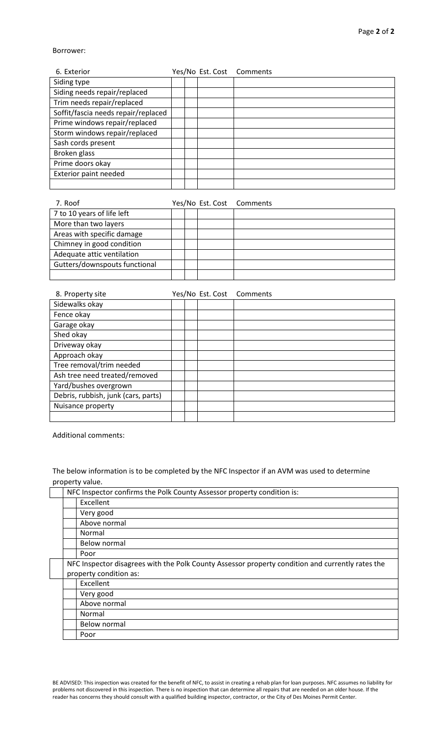Borrower:

| 6. Exterior | Yes/No | | Est. Cost | Comments |
|---|---|---|---|---|
| Siding type | | | | |
| Siding needs repair/replaced | | | | |
| Trim needs repair/replaced | | | | |
| Soffit/fascia needs repair/replaced | | | | |
| Prime windows repair/replaced | | | | |
| Storm windows repair/replaced | | | | |
| Sash cords present | | | | |
| Broken glass | | | | |
| Prime doors okay | | | | |
| Exterior paint needed | | | | |
| | | | | |

| 7. Roof | Yes/No | | Est. Cost | Comments |
|---|---|---|---|---|
| 7 to 10 years of life left | | | | |
| More than two layers | | | | |
| Areas with specific damage | | | | |
| Chimney in good condition | | | | |
| Adequate attic ventilation | | | | |
| Gutters/downspouts functional | | | | |
| | | | | |

| 8. Property site | Yes/No | | Est. Cost | Comments |
|---|---|---|---|---|
| Sidewalks okay | | | | |
| Fence okay | | | | |
| Garage okay | | | | |
| Shed okay | | | | |
| Driveway okay | | | | |
| Approach okay | | | | |
| Tree removal/trim needed | | | | |
| Ash tree need treated/removed | | | | |
| Yard/bushes overgrown | | | | |
| Debris, rubbish, junk (cars, parts) | | | | |
| Nuisance property | | | | |
| | | | | |

Additional comments:

The below information is to be completed by the NFC Inspector if an AVM was used to determine property value.

| | | |
|---|---|---|
| | NFC Inspector confirms the Polk County Assessor property condition is: | |
| | | Excellent |
| | | Very good |
| | | Above normal |
| | | Normal |
| | | Below normal |
| | | Poor |
| | NFC Inspector disagrees with the Polk County Assessor property condition and currently rates the property condition as: | |
| | | Excellent |
| | | Very good |
| | | Above normal |
| | | Normal |
| | | Below normal |
| | | Poor |

BE ADVISED: This inspection was created for the benefit of NFC, to assist in creating a rehab plan for loan purposes. NFC assumes no liability for problems not discovered in this inspection. There is no inspection that can determine all repairs that are needed on an older house. If the reader has concerns they should consult with a qualified building inspector, contractor, or the City of Des Moines Permit Center.